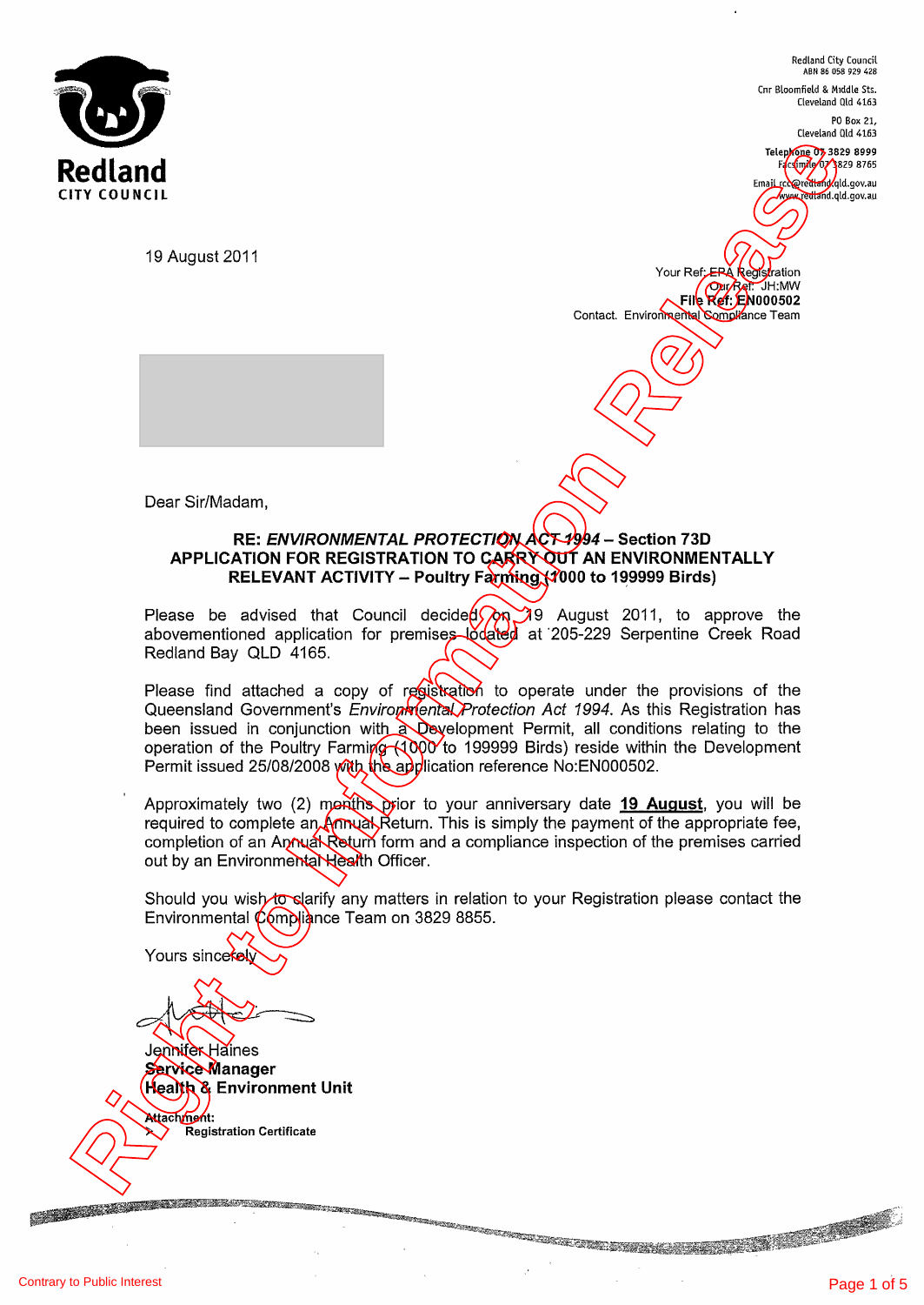**Redland**
CITY COUNCIL

Redland City Council
ABN 86 058 929 428

Cnr Bloomfield & Middle Sts.
Cleveland Qld 4163

PO Box 21,
Cleveland Qld 4163

Telephone 07 3829 8999
Facsimile 07 3829 8765

Email rcc@redland.qld.gov.au
www.redland.qld.gov.au

19 August 2011

Your Ref: EPA Registration
Our Ref: JH:MW
**File Ref: EN000502**
Contact. Environmental Compliance Team

Dear Sir/Madam,

**RE: *ENVIRONMENTAL PROTECTION ACT 1994* – Section 73D**
**APPLICATION FOR REGISTRATION TO CARRY OUT AN ENVIRONMENTALLY RELEVANT ACTIVITY – Poultry Farming (1000 to 199999 Birds)**

Please be advised that Council decided on 19 August 2011, to approve the abovementioned application for premises located at 205-229 Serpentine Creek Road Redland Bay QLD 4165.

Please find attached a copy of registration to operate under the provisions of the Queensland Government's *Environmental Protection Act 1994*. As this Registration has been issued in conjunction with a Development Permit, all conditions relating to the operation of the Poultry Farming (1000 to 199999 Birds) reside within the Development Permit issued 25/08/2008 with the application reference No:EN000502.

Approximately two (2) months prior to your anniversary date **19 August**, you will be required to complete an Annual Return. This is simply the payment of the appropriate fee, completion of an Annual Return form and a compliance inspection of the premises carried out by an Environmental Health Officer.

Should you wish to clarify any matters in relation to your Registration please contact the Environmental Compliance Team on 3829 8855.

Yours sincerely

Jennifer Haines
**Service Manager**
**Health & Environment Unit**

**Attachment:**
- **Registration Certificate**

Right to Information Release

Contrary to Public Interest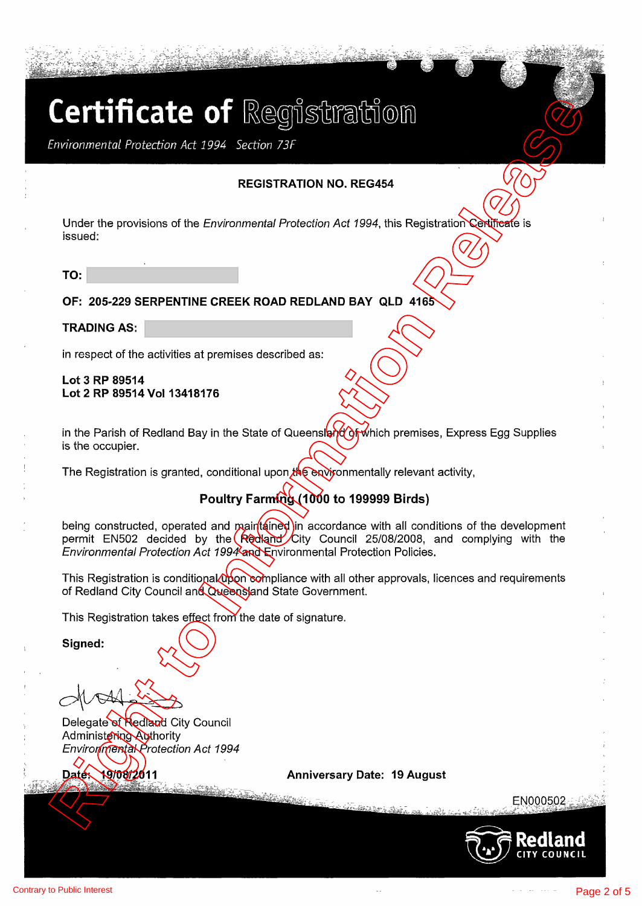# Certificate of Registration

*Environmental Protection Act 1994 Section 73F*

**REGISTRATION NO. REG454**

Under the provisions of the *Environmental Protection Act 1994*, this Registration Certificate is issued:

**TO:**

**OF: 205-229 SERPENTINE CREEK ROAD REDLAND BAY QLD 4165**

**TRADING AS:**

in respect of the activities at premises described as:

**Lot 3 RP 89514**
**Lot 2 RP 89514 Vol 13418176**

in the Parish of Redland Bay in the State of Queensland of which premises, Express Egg Supplies is the occupier.

The Registration is granted, conditional upon the environmentally relevant activity,

**Poultry Farming (1000 to 199999 Birds)**

being constructed, operated and maintained in accordance with all conditions of the development permit EN502 decided by the Redland City Council 25/08/2008, and complying with the *Environmental Protection Act 1994* and Environmental Protection Policies.

This Registration is conditional upon compliance with all other approvals, licences and requirements of Redland City Council and Queensland State Government.

This Registration takes effect from the date of signature.

**Signed:**

Delegate of Redland City Council
Administering Authority
*Environmental Protection Act 1994*

**Date: 19/08/2011** **Anniversary Date: 19 August**

EN000502

Redland CITY COUNCIL

Right to Information Release

Contrary to Public Interest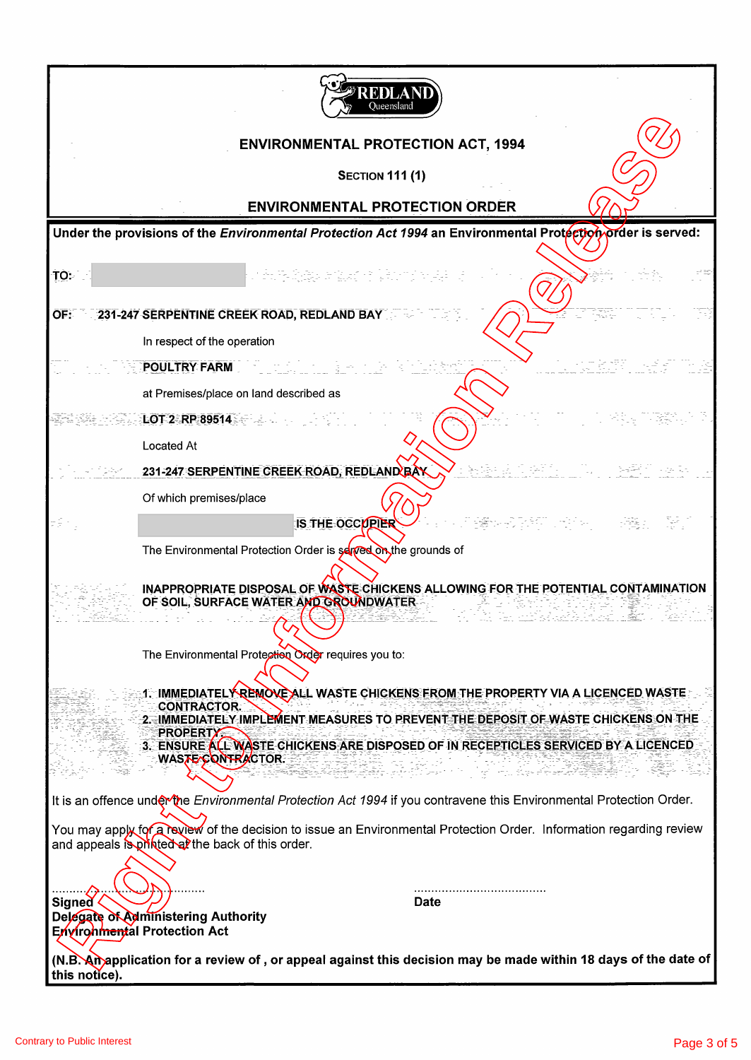REDLAND
Queensland

# ENVIRONMENTAL PROTECTION ACT, 1994

SECTION 111 (1)

## ENVIRONMENTAL PROTECTION ORDER

**Under the provisions of the *Environmental Protection Act 1994* an Environmental Protection order is served:**

**TO:**

**OF:** **231-247 SERPENTINE CREEK ROAD, REDLAND BAY**

In respect of the operation

**POULTRY FARM**

at Premises/place on land described as

**LOT 2 RP 89514**

Located At

**231-247 SERPENTINE CREEK ROAD, REDLAND BAY**

Of which premises/place

**IS THE OCCUPIER**

The Environmental Protection Order is served on the grounds of

**INAPPROPRIATE DISPOSAL OF WASTE CHICKENS ALLOWING FOR THE POTENTIAL CONTAMINATION OF SOIL, SURFACE WATER AND GROUNDWATER**

The Environmental Protection Order requires you to:

1. **IMMEDIATELY REMOVE ALL WASTE CHICKENS FROM THE PROPERTY VIA A LICENCED WASTE CONTRACTOR.**
2. **IMMEDIATELY IMPLEMENT MEASURES TO PREVENT THE DEPOSIT OF WASTE CHICKENS ON THE PROPERTY.**
3. **ENSURE ALL WASTE CHICKENS ARE DISPOSED OF IN RECEPTICLES SERVICED BY A LICENCED WASTE CONTRACTOR.**

It is an offence under the *Environmental Protection Act 1994* if you contravene this Environmental Protection Order.

You may apply for a review of the decision to issue an Environmental Protection Order. Information regarding review and appeals is printed at the back of this order.

.......................................
**Signed**
**Delegate of Administering Authority**
**Environmental Protection Act**

.......................................
**Date**

**(N.B. An application for a review of , or appeal against this decision may be made within 18 days of the date of this notice).**

Contrary to Public Interest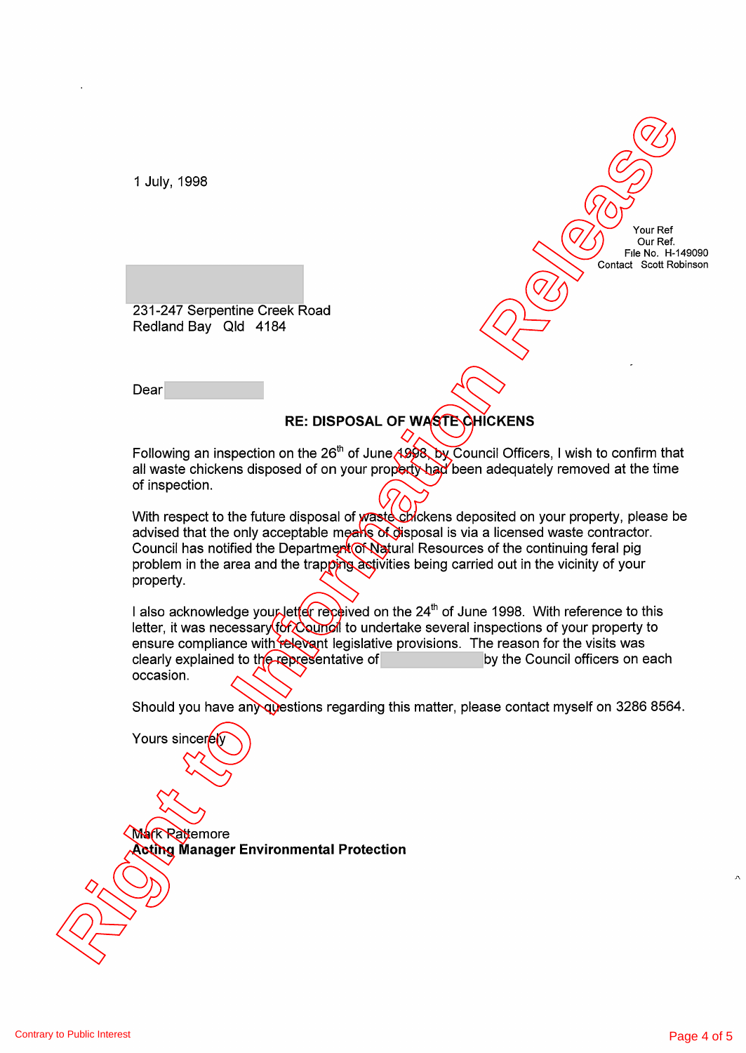1 July, 1998

Your Ref
Our Ref.
File No. H-149090
Contact Scott Robinson

231-247 Serpentine Creek Road
Redland Bay Qld 4184

Dear

**RE: DISPOSAL OF WASTE CHICKENS**

Following an inspection on the 26th of June 1998, by Council Officers, I wish to confirm that all waste chickens disposed of on your property had been adequately removed at the time of inspection.

With respect to the future disposal of waste chickens deposited on your property, please be advised that the only acceptable means of disposal is via a licensed waste contractor. Council has notified the Department of Natural Resources of the continuing feral pig problem in the area and the trapping activities being carried out in the vicinity of your property.

I also acknowledge your letter received on the 24th of June 1998. With reference to this letter, it was necessary for Council to undertake several inspections of your property to ensure compliance with relevant legislative provisions. The reason for the visits was clearly explained to the representative of by the Council officers on each occasion.

Should you have any questions regarding this matter, please contact myself on 3286 8564.

Yours sincerely

Mark Pattemore
**Acting Manager Environmental Protection**

Contrary to Public Interest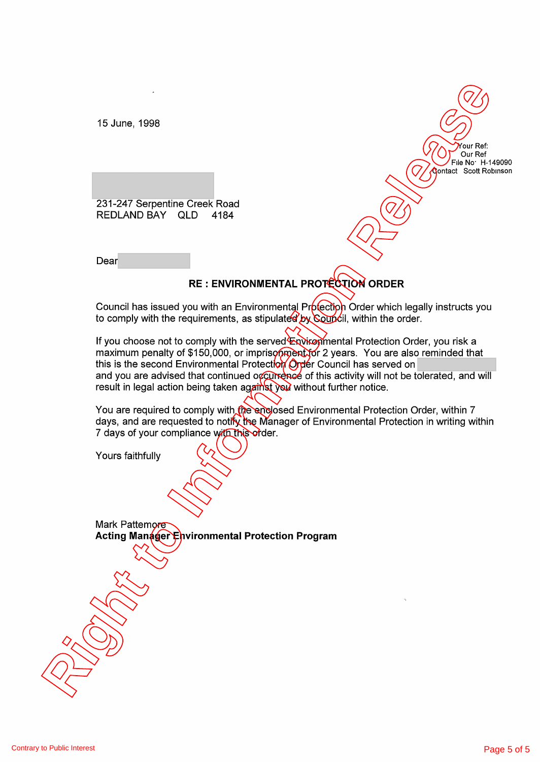15 June, 1998

Your Ref:
Our Ref
File No: H-149090
Contact Scott Robinson

231-247 Serpentine Creek Road
REDLAND BAY QLD 4184

Dear

**RE : ENVIRONMENTAL PROTECTION ORDER**

Council has issued you with an Environmental Protection Order which legally instructs you to comply with the requirements, as stipulated by Council, within the order.

If you choose not to comply with the served Environmental Protection Order, you risk a maximum penalty of $150,000, or imprisonment for 2 years. You are also reminded that this is the second Environmental Protection Order Council has served on and you are advised that continued occurrence of this activity will not be tolerated, and will result in legal action being taken against you without further notice.

You are required to comply with the enclosed Environmental Protection Order, within 7 days, and are requested to notify the Manager of Environmental Protection in writing within 7 days of your compliance with this order.

Yours faithfully

Mark Pattemore
**Acting Manager Environmental Protection Program**

Contrary to Public Interest